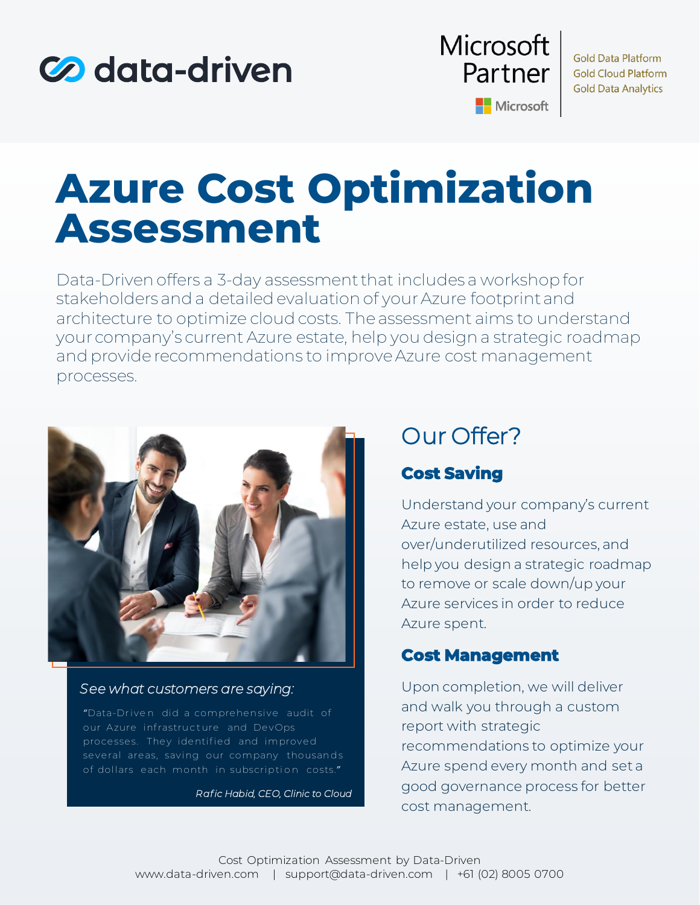data-driven

Microsoft Partner

Microsoft

Gold Data Platform
Gold Cloud Platform
Gold Data Analytics

# Azure Cost Optimization Assessment

Data-Driven offers a 3-day assessment that includes a workshop for stakeholders and a detailed evaluation of your Azure footprint and architecture to optimize cloud costs. The assessment aims to understand your company's current Azure estate, help you design a strategic roadmap and provide recommendations to improve Azure cost management processes.

*See what customers are saying:*

"Data-Driven did a comprehensive audit of our Azure infrastructure and DevOps processes. They identified and improved several areas, saving our company thousands of dollars each month in subscription costs."

*Rafic Habid, CEO, Clinic to Cloud*

## Our Offer?

### Cost Saving

Understand your company's current Azure estate, use and over/underutilized resources, and help you design a strategic roadmap to remove or scale down/up your Azure services in order to reduce Azure spent.

### Cost Management

Upon completion, we will deliver and walk you through a custom report with strategic recommendations to optimize your Azure spend every month and set a good governance process for better cost management.

Cost Optimization Assessment by Data-Driven
www.data-driven.com | support@data-driven.com | +61 (02) 8005 0700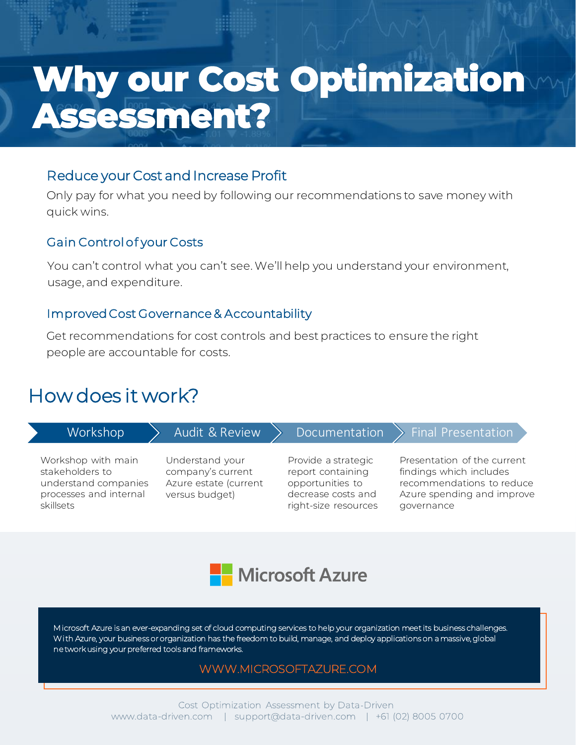# Why our Cost Optimization Assessment?

### Reduce your Cost and Increase Profit

Only pay for what you need by following our recommendations to save money with quick wins.

### Gain Control of your Costs

You can't control what you can't see. We'll help you understand your environment, usage, and expenditure.

### Improved Cost Governance & Accountability

Get recommendations for cost controls and best practices to ensure the right people are accountable for costs.

## How does it work?

| Workshop | Audit & Review | Documentation | Final Presentation |
|---|---|---|---|
| Workshop with main stakeholders to understand companies processes and internal skillsets | Understand your company's current Azure estate (current versus budget) | Provide a strategic report containing opportunities to decrease costs and right-size resources | Presentation of the current findings which includes recommendations to reduce Azure spending and improve governance |

Microsoft Azure

Microsoft Azure is an ever-expanding set of cloud computing services to help your organization meet its business challenges. With Azure, your business or organization has the freedom to build, manage, and deploy applications on a massive, global network using your preferred tools and frameworks.

WWW.MICROSOFTAZURE.COM

Cost Optimization Assessment by Data-Driven
www.data-driven.com | support@data-driven.com | +61 (02) 8005 0700